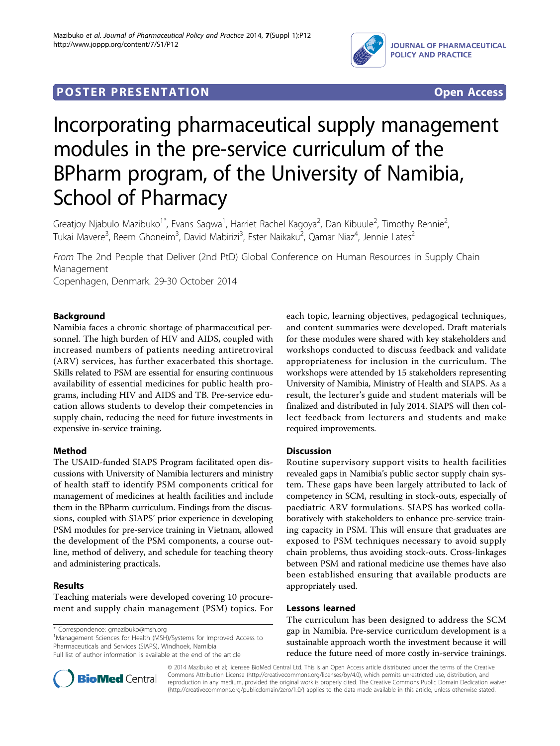**POSTER PRESENTATION** **Open Access**

# Incorporating pharmaceutical supply management modules in the pre-service curriculum of the BPharm program, of the University of Namibia, School of Pharmacy

Greatjoy Njabulo Mazibuko[1*], Evans Sagwa[1], Harriet Rachel Kagoya[2], Dan Kibuule[2], Timothy Rennie[2], Tukai Mavere[3], Reem Ghoneim[3], David Mabirizi[3], Ester Naikaku[2], Qamar Niaz[4], Jennie Lates[2]

*From* The 2nd People that Deliver (2nd PtD) Global Conference on Human Resources in Supply Chain Management
Copenhagen, Denmark. 29-30 October 2014

## Background

Namibia faces a chronic shortage of pharmaceutical personnel. The high burden of HIV and AIDS, coupled with increased numbers of patients needing antiretroviral (ARV) services, has further exacerbated this shortage. Skills related to PSM are essential for ensuring continuous availability of essential medicines for public health programs, including HIV and AIDS and TB. Pre-service education allows students to develop their competencies in supply chain, reducing the need for future investments in expensive in-service training.

## Method

The USAID-funded SIAPS Program facilitated open discussions with University of Namibia lecturers and ministry of health staff to identify PSM components critical for management of medicines at health facilities and include them in the BPharm curriculum. Findings from the discussions, coupled with SIAPS' prior experience in developing PSM modules for pre-service training in Vietnam, allowed the development of the PSM components, a course outline, method of delivery, and schedule for teaching theory and administering practicals.

## Results

Teaching materials were developed covering 10 procurement and supply chain management (PSM) topics. For each topic, learning objectives, pedagogical techniques, and content summaries were developed. Draft materials for these modules were shared with key stakeholders and workshops conducted to discuss feedback and validate appropriateness for inclusion in the curriculum. The workshops were attended by 15 stakeholders representing University of Namibia, Ministry of Health and SIAPS. As a result, the lecturer's guide and student materials will be finalized and distributed in July 2014. SIAPS will then collect feedback from lecturers and students and make required improvements.

## Discussion

Routine supervisory support visits to health facilities revealed gaps in Namibia's public sector supply chain system. These gaps have been largely attributed to lack of competency in SCM, resulting in stock-outs, especially of paediatric ARV formulations. SIAPS has worked collaboratively with stakeholders to enhance pre-service training capacity in PSM. This will ensure that graduates are exposed to PSM techniques necessary to avoid supply chain problems, thus avoiding stock-outs. Cross-linkages between PSM and rational medicine use themes have also been established ensuring that available products are appropriately used.

## Lessons learned

The curriculum has been designed to address the SCM gap in Namibia. Pre-service curriculum development is a sustainable approach worth the investment because it will reduce the future need of more costly in-service trainings.

\* Correspondence: gmazibuko@msh.org
[1]Management Sciences for Health (MSH)/Systems for Improved Access to Pharmaceuticals and Services (SIAPS), Windhoek, Namibia
Full list of author information is available at the end of the article

© 2014 Mazibuko et al; licensee BioMed Central Ltd. This is an Open Access article distributed under the terms of the Creative Commons Attribution License (http://creativecommons.org/licenses/by/4.0), which permits unrestricted use, distribution, and reproduction in any medium, provided the original work is properly cited. The Creative Commons Public Domain Dedication waiver (http://creativecommons.org/publicdomain/zero/1.0/) applies to the data made available in this article, unless otherwise stated.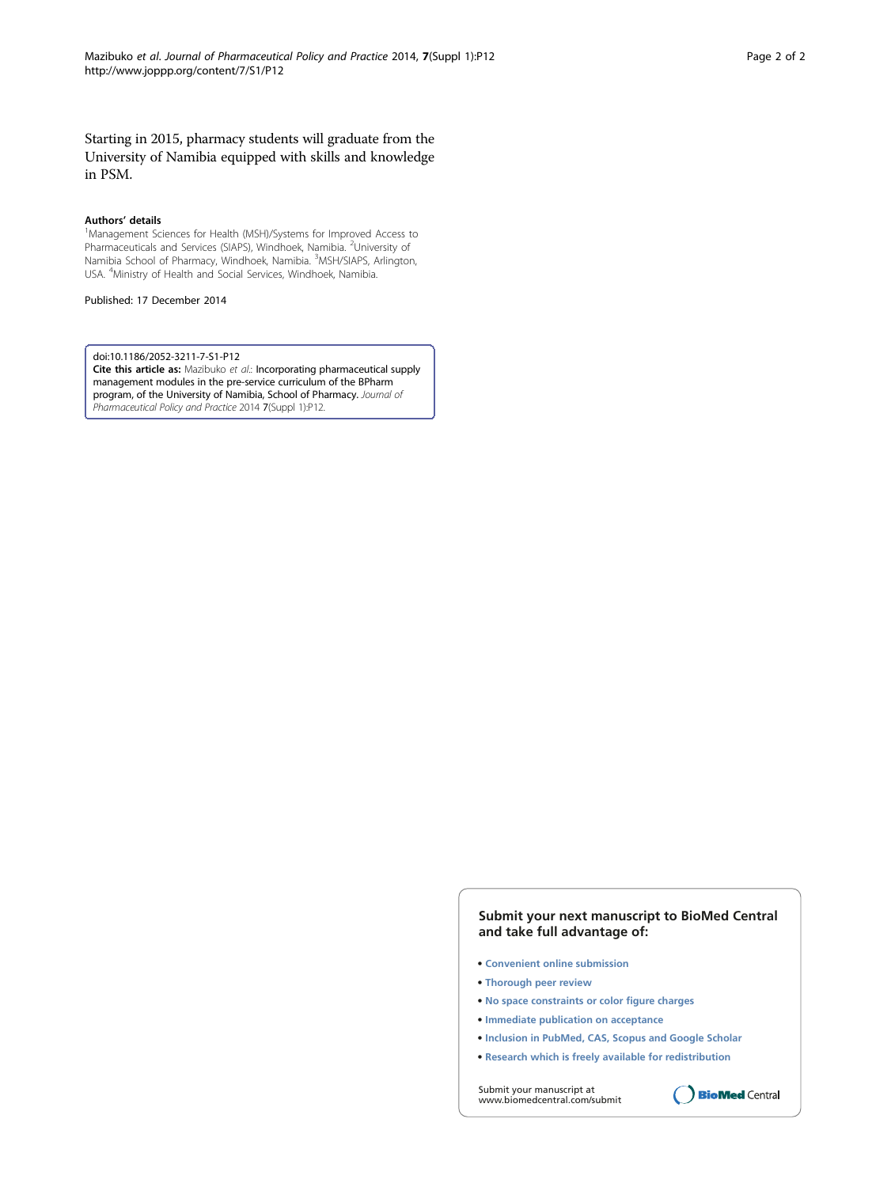Starting in 2015, pharmacy students will graduate from the University of Namibia equipped with skills and knowledge in PSM.

#### Authors' details

[1]Management Sciences for Health (MSH)/Systems for Improved Access to Pharmaceuticals and Services (SIAPS), Windhoek, Namibia. [2]University of Namibia School of Pharmacy, Windhoek, Namibia. [3]MSH/SIAPS, Arlington, USA. [4]Ministry of Health and Social Services, Windhoek, Namibia.

Published: 17 December 2014

doi:10.1186/2052-3211-7-S1-P12

**Cite this article as:** Mazibuko *et al.*: Incorporating pharmaceutical supply management modules in the pre-service curriculum of the BPharm program, of the University of Namibia, School of Pharmacy. *Journal of Pharmaceutical Policy and Practice* 2014 **7**(Suppl 1):P12.

**Submit your next manuscript to BioMed Central and take full advantage of:**

- Convenient online submission
- Thorough peer review
- No space constraints or color figure charges
- Immediate publication on acceptance
- Inclusion in PubMed, CAS, Scopus and Google Scholar
- Research which is freely available for redistribution

Submit your manuscript at www.biomedcentral.com/submit

BioMed Central